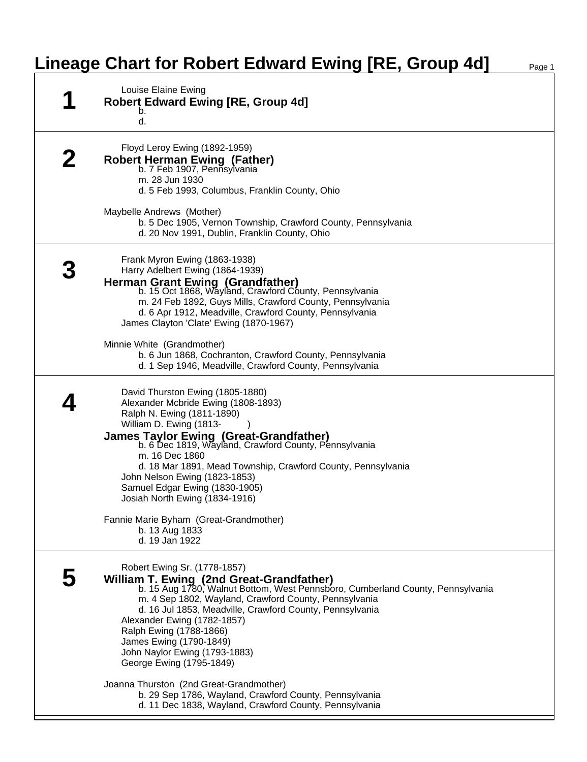# Lineage Chart for Robert Edward Ewing [RE, Group 4d]

## 1

Louise Elaine Ewing

**Robert Edward Ewing [RE, Group 4d]**
b.
d.

## 2

Floyd Leroy Ewing (1892-1959)

**Robert Herman Ewing (Father)**
b. 7 Feb 1907, Pennsylvania
m. 28 Jun 1930
d. 5 Feb 1993, Columbus, Franklin County, Ohio

Maybelle Andrews (Mother)
b. 5 Dec 1905, Vernon Township, Crawford County, Pennsylvania
d. 20 Nov 1991, Dublin, Franklin County, Ohio

## 3

Frank Myron Ewing (1863-1938)
Harry Adelbert Ewing (1864-1939)

**Herman Grant Ewing (Grandfather)**
b. 15 Oct 1868, Wayland, Crawford County, Pennsylvania
m. 24 Feb 1892, Guys Mills, Crawford County, Pennsylvania
d. 6 Apr 1912, Meadville, Crawford County, Pennsylvania

James Clayton 'Clate' Ewing (1870-1967)

Minnie White (Grandmother)
b. 6 Jun 1868, Cochranton, Crawford County, Pennsylvania
d. 1 Sep 1946, Meadville, Crawford County, Pennsylvania

## 4

David Thurston Ewing (1805-1880)
Alexander Mcbride Ewing (1808-1893)
Ralph N. Ewing (1811-1890)
William D. Ewing (1813- )

**James Taylor Ewing (Great-Grandfather)**
b. 6 Dec 1819, Wayland, Crawford County, Pennsylvania
m. 16 Dec 1860
d. 18 Mar 1891, Mead Township, Crawford County, Pennsylvania

John Nelson Ewing (1823-1853)
Samuel Edgar Ewing (1830-1905)
Josiah North Ewing (1834-1916)

Fannie Marie Byham (Great-Grandmother)
b. 13 Aug 1833
d. 19 Jan 1922

## 5

Robert Ewing Sr. (1778-1857)

**William T. Ewing (2nd Great-Grandfather)**
b. 15 Aug 1780, Walnut Bottom, West Pennsboro, Cumberland County, Pennsylvania
m. 4 Sep 1802, Wayland, Crawford County, Pennsylvania
d. 16 Jul 1853, Meadville, Crawford County, Pennsylvania

Alexander Ewing (1782-1857)
Ralph Ewing (1788-1866)
James Ewing (1790-1849)
John Naylor Ewing (1793-1883)
George Ewing (1795-1849)

Joanna Thurston (2nd Great-Grandmother)
b. 29 Sep 1786, Wayland, Crawford County, Pennsylvania
d. 11 Dec 1838, Wayland, Crawford County, Pennsylvania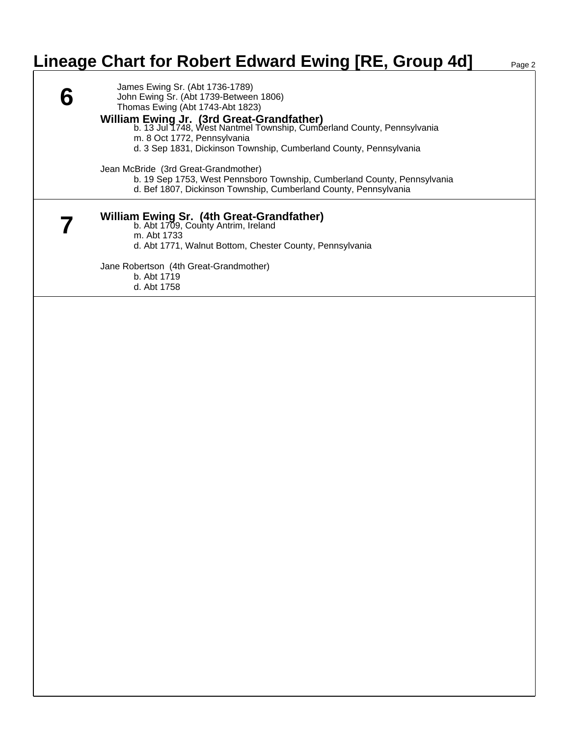# Lineage Chart for Robert Edward Ewing [RE, Group 4d]

## 6

James Ewing Sr. (Abt 1736-1789)
John Ewing Sr. (Abt 1739-Between 1806)
Thomas Ewing (Abt 1743-Abt 1823)

**William Ewing Jr. (3rd Great-Grandfather)**
b. 13 Jul 1748, West Nantmel Township, Cumberland County, Pennsylvania
m. 8 Oct 1772, Pennsylvania
d. 3 Sep 1831, Dickinson Township, Cumberland County, Pennsylvania

Jean McBride (3rd Great-Grandmother)
b. 19 Sep 1753, West Pennsboro Township, Cumberland County, Pennsylvania
d. Bef 1807, Dickinson Township, Cumberland County, Pennsylvania

## 7

**William Ewing Sr. (4th Great-Grandfather)**
b. Abt 1709, County Antrim, Ireland
m. Abt 1733
d. Abt 1771, Walnut Bottom, Chester County, Pennsylvania

Jane Robertson (4th Great-Grandmother)
b. Abt 1719
d. Abt 1758